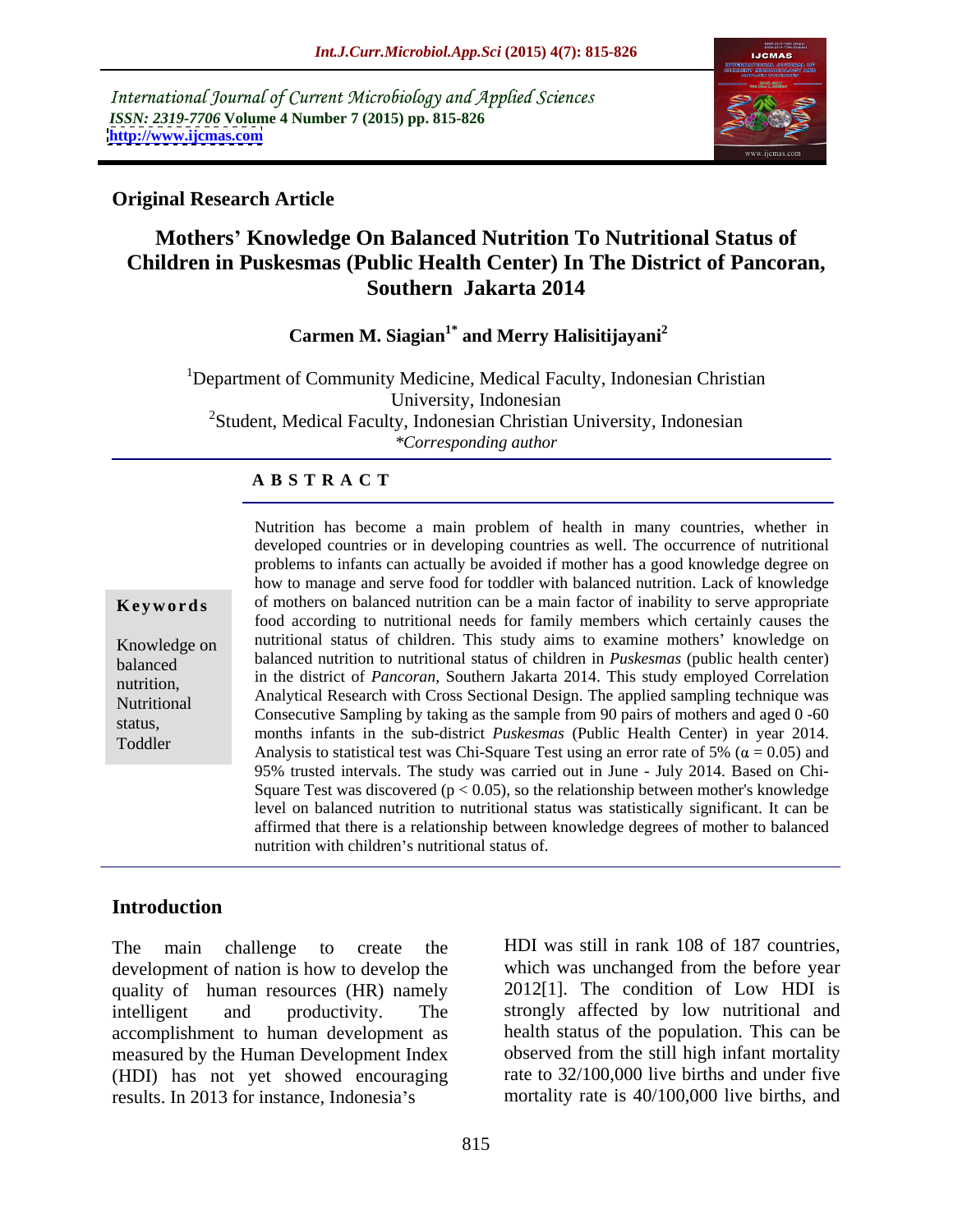International Journal of Current Microbiology and Applied Sciences
*ISSN: 2319-7706* **Volume 4 Number 7 (2015) pp. 815-826**
**http://www.ijcmas.com**

**Original Research Article**

# Mothers' Knowledge On Balanced Nutrition To Nutritional Status of Children in Puskesmas (Public Health Center) In The District of Pancoran, Southern Jakarta 2014

**Carmen M. Siagian[1*] and Merry Halisitijayani[2]**

[1]Department of Community Medicine, Medical Faculty, Indonesian Christian University, Indonesian
[2]Student, Medical Faculty, Indonesian Christian University, Indonesian
*\*Corresponding author*

## ABSTRACT

**Keywords**

Knowledge on balanced nutrition, Nutritional status, Toddler

Nutrition has become a main problem of health in many countries, whether in developed countries or in developing countries as well. The occurrence of nutritional problems to infants can actually be avoided if mother has a good knowledge degree on how to manage and serve food for toddler with balanced nutrition. Lack of knowledge of mothers on balanced nutrition can be a main factor of inability to serve appropriate food according to nutritional needs for family members which certainly causes the nutritional status of children. This study aims to examine mothers' knowledge on balanced nutrition to nutritional status of children in *Puskesmas* (public health center) in the district of *Pancoran*, Southern Jakarta 2014. This study employed Correlation Analytical Research with Cross Sectional Design. The applied sampling technique was Consecutive Sampling by taking as the sample from 90 pairs of mothers and aged 0 -60 months infants in the sub-district *Puskesmas* (Public Health Center) in year 2014. Analysis to statistical test was Chi-Square Test using an error rate of 5% ($\alpha = 0.05$) and 95% trusted intervals. The study was carried out in June - July 2014. Based on Chi-Square Test was discovered ($p < 0.05$), so the relationship between mother's knowledge level on balanced nutrition to nutritional status was statistically significant. It can be affirmed that there is a relationship between knowledge degrees of mother to balanced nutrition with children's nutritional status of.

## Introduction

The main challenge to create the development of nation is how to develop the quality of human resources (HR) namely intelligent and productivity. The accomplishment to human development as measured by the Human Development Index (HDI) has not yet showed encouraging results. In 2013 for instance, Indonesia's HDI was still in rank 108 of 187 countries, which was unchanged from the before year 2012[1]. The condition of Low HDI is strongly affected by low nutritional and health status of the population. This can be observed from the still high infant mortality rate to 32/100,000 live births and under five mortality rate is 40/100,000 live births, and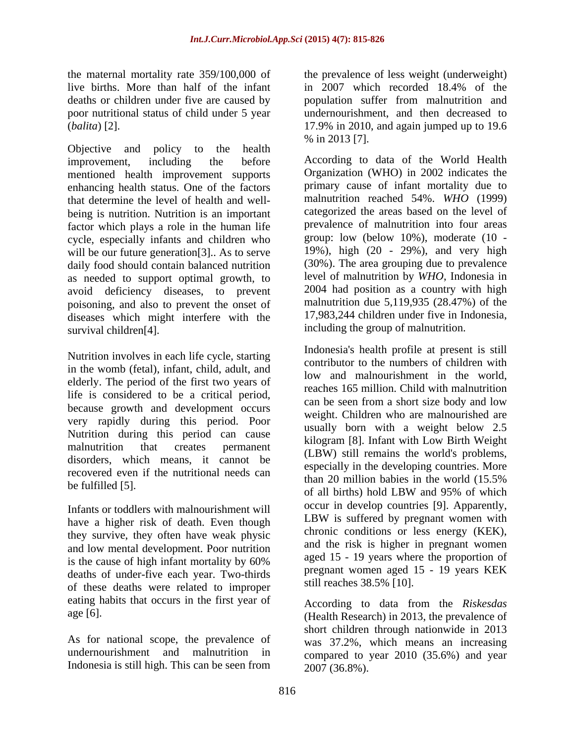the maternal mortality rate 359/100,000 of live births. More than half of the infant deaths or children under five are caused by poor nutritional status of child under 5 year (*balita*) [2].

Objective and policy to the health improvement, including the before mentioned health improvement supports enhancing health status. One of the factors that determine the level of health and well-being is nutrition. Nutrition is an important factor which plays a role in the human life cycle, especially infants and children who will be our future generation[3].. As to serve daily food should contain balanced nutrition as needed to support optimal growth, to avoid deficiency diseases, to prevent poisoning, and also to prevent the onset of diseases which might interfere with the survival children[4].

Nutrition involves in each life cycle, starting in the womb (fetal), infant, child, adult, and elderly. The period of the first two years of life is considered to be a critical period, because growth and development occurs very rapidly during this period. Poor Nutrition during this period can cause malnutrition that creates permanent disorders, which means, it cannot be recovered even if the nutritional needs can be fulfilled [5].

Infants or toddlers with malnourishment will have a higher risk of death. Even though they survive, they often have weak physic and low mental development. Poor nutrition is the cause of high infant mortality by 60% deaths of under-five each year. Two-thirds of these deaths were related to improper eating habits that occurs in the first year of age [6].

As for national scope, the prevalence of undernourishment and malnutrition in Indonesia is still high. This can be seen from the prevalence of less weight (underweight) in 2007 which recorded 18.4% of the population suffer from malnutrition and undernourishment, and then decreased to 17.9% in 2010, and again jumped up to 19.6 % in 2013 [7].

According to data of the World Health Organization (WHO) in 2002 indicates the primary cause of infant mortality due to malnutrition reached 54%. *WHO* (1999) categorized the areas based on the level of prevalence of malnutrition into four areas group: low (below 10%), moderate (10 - 19%), high (20 - 29%), and very high (30%). The area grouping due to prevalence level of malnutrition by *WHO*, Indonesia in 2004 had position as a country with high malnutrition due 5,119,935 (28.47%) of the 17,983,244 children under five in Indonesia, including the group of malnutrition.

Indonesia's health profile at present is still contributor to the numbers of children with low and malnourishment in the world, reaches 165 million. Child with malnutrition can be seen from a short size body and low weight. Children who are malnourished are usually born with a weight below 2.5 kilogram [8]. Infant with Low Birth Weight (LBW) still remains the world's problems, especially in the developing countries. More than 20 million babies in the world (15.5% of all births) hold LBW and 95% of which occur in develop countries [9]. Apparently, LBW is suffered by pregnant women with chronic conditions or less energy (KEK), and the risk is higher in pregnant women aged 15 - 19 years where the proportion of pregnant women aged 15 - 19 years KEK still reaches 38.5% [10].

According to data from the *Riskesdas* (Health Research) in 2013, the prevalence of short children through nationwide in 2013 was 37.2%, which means an increasing compared to year 2010 (35.6%) and year 2007 (36.8%).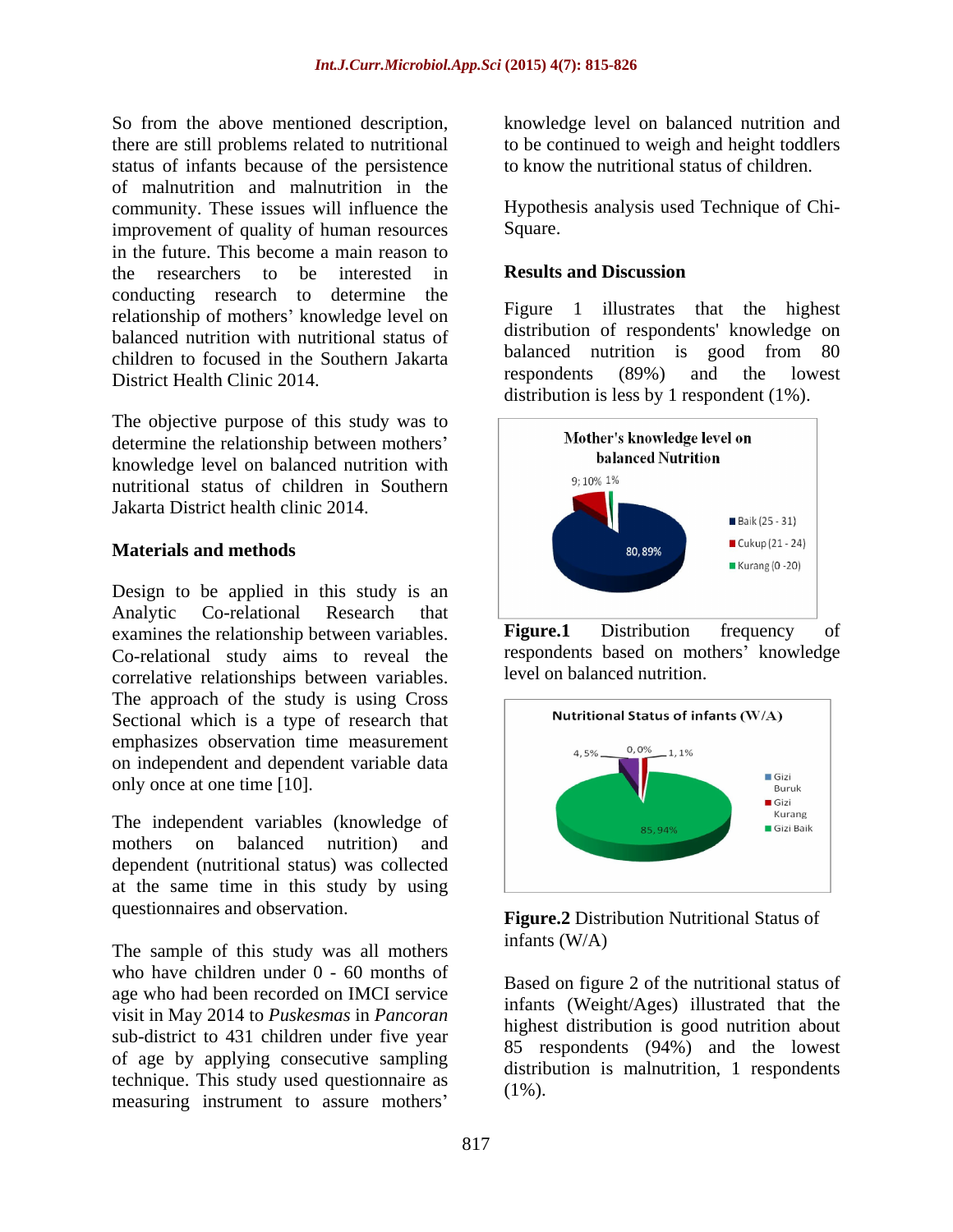So from the above mentioned description, there are still problems related to nutritional status of infants because of the persistence of malnutrition and malnutrition in the community. These issues will influence the improvement of quality of human resources in the future. This become a main reason to the researchers to be interested in conducting research to determine the relationship of mothers' knowledge level on balanced nutrition with nutritional status of children to focused in the Southern Jakarta District Health Clinic 2014.

The objective purpose of this study was to determine the relationship between mothers' knowledge level on balanced nutrition with nutritional status of children in Southern Jakarta District health clinic 2014.

## Materials and methods

Design to be applied in this study is an Analytic Co-relational Research that examines the relationship between variables. Co-relational study aims to reveal the correlative relationships between variables. The approach of the study is using Cross Sectional which is a type of research that emphasizes observation time measurement on independent and dependent variable data only once at one time [10].

The independent variables (knowledge of mothers on balanced nutrition) and dependent (nutritional status) was collected at the same time in this study by using questionnaires and observation.

The sample of this study was all mothers who have children under 0 - 60 months of age who had been recorded on IMCI service visit in May 2014 to *Puskesmas* in *Pancoran* sub-district to 431 children under five year of age by applying consecutive sampling technique. This study used questionnaire as measuring instrument to assure mothers' knowledge level on balanced nutrition and to be continued to weigh and height toddlers to know the nutritional status of children.

Hypothesis analysis used Technique of Chi-Square.

## Results and Discussion

Figure 1 illustrates that the highest distribution of respondents' knowledge on balanced nutrition is good from 80 respondents (89%) and the lowest distribution is less by 1 respondent (1%).

**Figure.1** Distribution frequency of respondents based on mothers' knowledge level on balanced nutrition.

**Figure.2** Distribution Nutritional Status of infants (W/A)

Based on figure 2 of the nutritional status of infants (Weight/Ages) illustrated that the highest distribution is good nutrition about 85 respondents (94%) and the lowest distribution is malnutrition, 1 respondents (1%).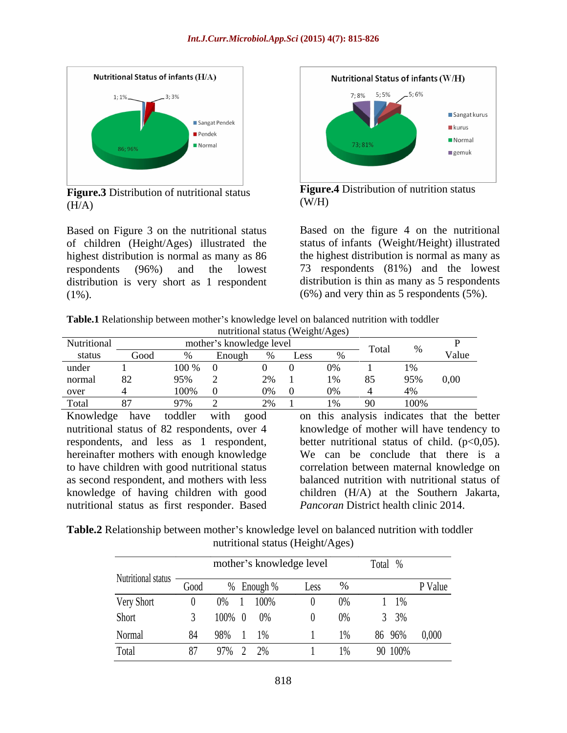Figure.3 Distribution of nutritional status (H/A)

Figure.4 Distribution of nutrition status (W/H)

Based on Figure 3 on the nutritional status of children (Height/Ages) illustrated the highest distribution is normal as many as 86 respondents (96%) and the lowest distribution is very short as 1 respondent (1%).

Based on the figure 4 on the nutritional status of infants (Weight/Height) illustrated the highest distribution is normal as many as 73 respondents (81%) and the lowest distribution is thin as many as 5 respondents (6%) and very thin as 5 respondents (5%).

**Table.1** Relationship between mother's knowledge level on balanced nutrition with toddler nutritional status (Weight/Ages)

| Nutritional status | mother's knowledge level | | | | | | Total | % | P Value |
|---|---|---|---|---|---|---|---|---|---|
| | Good | % | Enough | % | Less | % | | | |
| under | 1 | 100 % | 0 | 0 | 0 | 0% | 1 | 1% | |
| normal | 82 | 95% | 2 | 2% | 1 | 1% | 85 | 95% | 0,00 |
| over | 4 | 100% | 0 | 0% | 0 | 0% | 4 | 4% | |
| Total | 87 | 97% | 2 | 2% | 1 | 1% | 90 | 100% | |

Knowledge have toddler with good nutritional status of 82 respondents, over 4 respondents, and less as 1 respondent, hereinafter mothers with enough knowledge to have children with good nutritional status as second respondent, and mothers with less knowledge of having children with good nutritional status as first responder. Based on this analysis indicates that the better knowledge of mother will have tendency to better nutritional status of child. ($p<0,05$). We can be conclude that there is a correlation between maternal knowledge on balanced nutrition with nutritional status of children (H/A) at the Southern Jakarta, *Pancoran* District health clinic 2014.

**Table.2** Relationship between mother's knowledge level on balanced nutrition with toddler nutritional status (Height/Ages)

| Nutritional status | mother's knowledge level | | | | | | Total | % | P Value |
|---|---|---|---|---|---|---|---|---|---|
| | Good | % | Enough | % | Less | % | | | |
| Very Short | 0 | 0% | 1 | 100% | 0 | 0% | 1 | 1% | |
| Short | 3 | 100% | 0 | 0% | 0 | 0% | 3 | 3% | |
| Normal | 84 | 98% | 1 | 1% | 1 | 1% | 86 | 96% | 0,000 |
| Total | 87 | 97% | 2 | 2% | 1 | 1% | 90 | 100% | |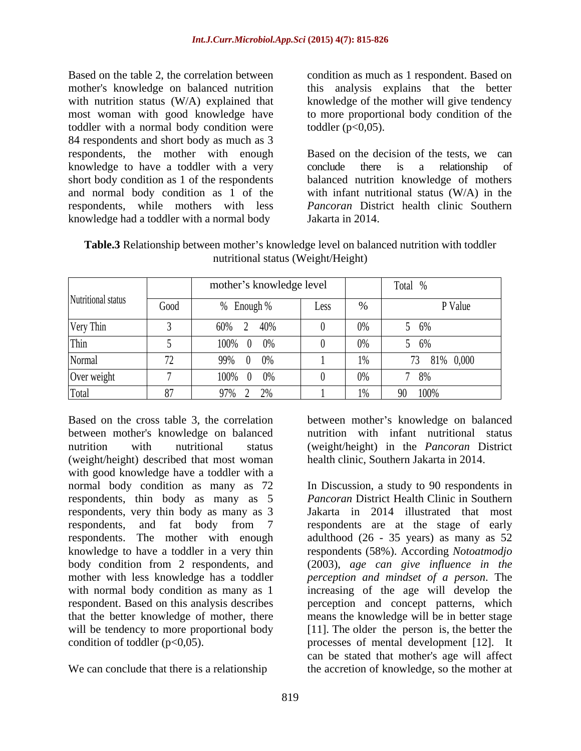Based on the table 2, the correlation between mother's knowledge on balanced nutrition with nutrition status (W/A) explained that most woman with good knowledge have toddler with a normal body condition were 84 respondents and short body as much as 3 respondents, the mother with enough knowledge to have a toddler with a very short body condition as 1 of the respondents and normal body condition as 1 of the respondents, while mothers with less knowledge had a toddler with a normal body condition as much as 1 respondent. Based on this analysis explains that the better knowledge of the mother will give tendency to more proportional body condition of the toddler (p<0,05).

Based on the decision of the tests, we can conclude there is a relationship of balanced nutrition knowledge of mothers with infant nutritional status (W/A) in the *Pancoran* District health clinic Southern Jakarta in 2014.

**Table.3** Relationship between mother's knowledge level on balanced nutrition with toddler nutritional status (Weight/Height)

| Nutritional status | mother's knowledge level | | | | | | | Total % | | |
|---|---|---|---|---|---|---|---|---|---|---|
| | Good | % | Enough | % | Less | % | | | | P Value |
| Very Thin | 3 | 60% | 2 | 40% | 0 | 0% | | 5 | 6% | |
| Thin | 5 | 100% | 0 | 0% | 0 | 0% | | 5 | 6% | |
| Normal | 72 | 99% | 0 | 0% | 1 | 1% | | 73 | 81% | 0,000 |
| Over weight | 7 | 100% | 0 | 0% | 0 | 0% | | 7 | 8% | |
| Total | 87 | 97% | 2 | 2% | 1 | 1% | | 90 | 100% | |

Based on the cross table 3, the correlation between mother's knowledge on balanced nutrition with nutritional status (weight/height) described that most woman with good knowledge have a toddler with a normal body condition as many as 72 respondents, thin body as many as 5 respondents, very thin body as many as 3 respondents, and fat body from 7 respondents. The mother with enough knowledge to have a toddler in a very thin body condition from 2 respondents, and mother with less knowledge has a toddler with normal body condition as many as 1 respondent. Based on this analysis describes that the better knowledge of mother, there will be tendency to more proportional body condition of toddler (p<0,05).

We can conclude that there is a relationship between mother's knowledge on balanced nutrition with infant nutritional status (weight/height) in the *Pancoran* District health clinic, Southern Jakarta in 2014.

In Discussion, a study to 90 respondents in *Pancoran* District Health Clinic in Southern Jakarta in 2014 illustrated that most respondents are at the stage of early adulthood (26 - 35 years) as many as 52 respondents (58%). According *Notoatmodjo* (2003), *age can give influence in the perception and mindset of a person*. The increasing of the age will develop the perception and concept patterns, which means the knowledge will be in better stage [11]. The older the person is, the better the processes of mental development [12]. It can be stated that mother's age will affect the accretion of knowledge, so the mother at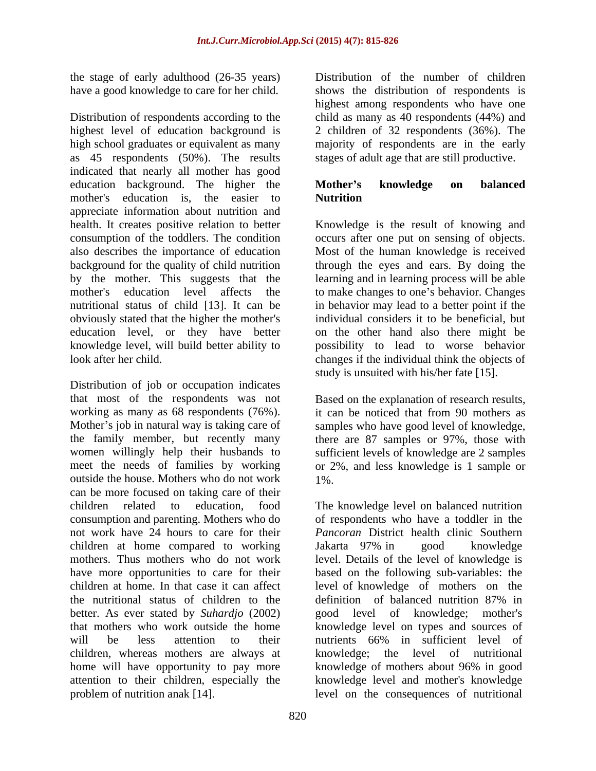the stage of early adulthood (26-35 years) have a good knowledge to care for her child.

Distribution of respondents according to the highest level of education background is high school graduates or equivalent as many as 45 respondents (50%). The results indicated that nearly all mother has good education background. The higher the mother's education is, the easier to appreciate information about nutrition and health. It creates positive relation to better consumption of the toddlers. The condition also describes the importance of education background for the quality of child nutrition by the mother. This suggests that the mother's education level affects the nutritional status of child [13]. It can be obviously stated that the higher the mother's education level, or they have better knowledge level, will build better ability to look after her child.

Distribution of job or occupation indicates that most of the respondents was not working as many as 68 respondents (76%). Mother's job in natural way is taking care of the family member, but recently many women willingly help their husbands to meet the needs of families by working outside the house. Mothers who do not work can be more focused on taking care of their children related to education, food consumption and parenting. Mothers who do not work have 24 hours to care for their children at home compared to working mothers. Thus mothers who do not work have more opportunities to care for their children at home. In that case it can affect the nutritional status of children to the better. As ever stated by *Suhardjo* (2002) that mothers who work outside the home will be less attention to their children, whereas mothers are always at home will have opportunity to pay more attention to their children, especially the problem of nutrition anak [14].

Distribution of the number of children shows the distribution of respondents is highest among respondents who have one child as many as 40 respondents (44%) and 2 children of 32 respondents (36%). The majority of respondents are in the early stages of adult age that are still productive.

## Mother's knowledge on balanced Nutrition

Knowledge is the result of knowing and occurs after one put on sensing of objects. Most of the human knowledge is received through the eyes and ears. By doing the learning and in learning process will be able to make changes to one's behavior. Changes in behavior may lead to a better point if the individual considers it to be beneficial, but on the other hand also there might be possibility to lead to worse behavior changes if the individual think the objects of study is unsuited with his/her fate [15].

Based on the explanation of research results, it can be noticed that from 90 mothers as samples who have good level of knowledge, there are 87 samples or 97%, those with sufficient levels of knowledge are 2 samples or 2%, and less knowledge is 1 sample or 1%.

The knowledge level on balanced nutrition of respondents who have a toddler in the *Pancoran* District health clinic Southern Jakarta 97% in good knowledge level. Details of the level of knowledge is based on the following sub-variables: the level of knowledge of mothers on the definition of balanced nutrition 87% in good level of knowledge; mother's knowledge level on types and sources of nutrients 66% in sufficient level of knowledge; the level of nutritional knowledge of mothers about 96% in good knowledge level and mother's knowledge level on the consequences of nutritional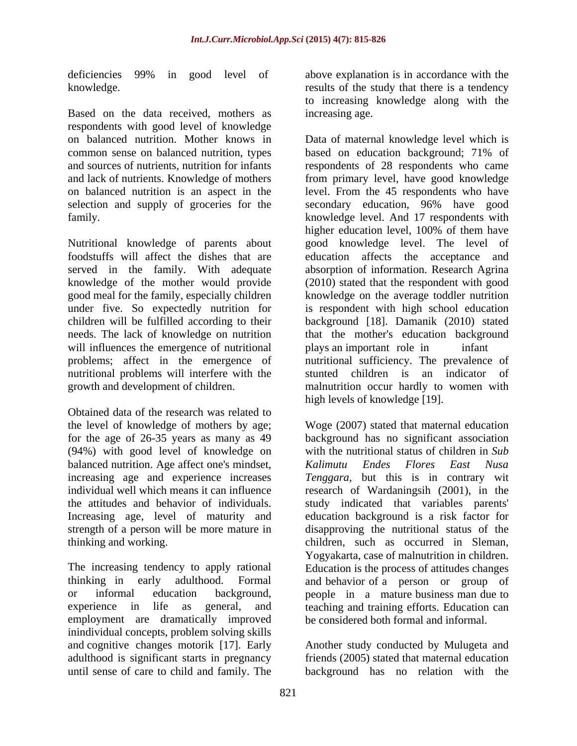deficiencies 99% in good level of knowledge.

Based on the data received, mothers as respondents with good level of knowledge on balanced nutrition. Mother knows in common sense on balanced nutrition, types and sources of nutrients, nutrition for infants and lack of nutrients. Knowledge of mothers on balanced nutrition is an aspect in the selection and supply of groceries for the family.

Nutritional knowledge of parents about foodstuffs will affect the dishes that are served in the family. With adequate knowledge of the mother would provide good meal for the family, especially children under five. So expectedly nutrition for children will be fulfilled according to their needs. The lack of knowledge on nutrition will influences the emergence of nutritional problems; affect in the emergence of nutritional problems will interfere with the growth and development of children.

Obtained data of the research was related to the level of knowledge of mothers by age; for the age of 26-35 years as many as 49 (94%) with good level of knowledge on balanced nutrition. Age affect one's mindset, increasing age and experience increases individual well which means it can influence the attitudes and behavior of individuals. Increasing age, level of maturity and strength of a person will be more mature in thinking and working.

The increasing tendency to apply rational thinking in early adulthood. Formal or informal education background, experience in life as general, and employment are dramatically improved inindividual concepts, problem solving skills and cognitive changes motorik [17]. Early adulthood is significant starts in pregnancy until sense of care to child and family. The above explanation is in accordance with the results of the study that there is a tendency to increasing knowledge along with the increasing age.

Data of maternal knowledge level which is based on education background; 71% of respondents of 28 respondents who came from primary level, have good knowledge level. From the 45 respondents who have secondary education, 96% have good knowledge level. And 17 respondents with higher education level, 100% of them have good knowledge level. The level of education affects the acceptance and absorption of information. Research Agrina (2010) stated that the respondent with good knowledge on the average toddler nutrition is respondent with high school education background [18]. Damanik (2010) stated that the mother's education background plays an important role in infant nutritional sufficiency. The prevalence of stunted children is an indicator of malnutrition occur hardly to women with high levels of knowledge [19].

Woge (2007) stated that maternal education background has no significant association with the nutritional status of children in *Sub Kalimutu Endes Flores East Nusa Tenggara*, but this is in contrary wit research of Wardaningsih (2001), in the study indicated that variables parents' education background is a risk factor for disapproving the nutritional status of the children, such as occurred in Sleman, Yogyakarta, case of malnutrition in children. Education is the process of attitudes changes and behavior of a person or group of people in a mature business man due to teaching and training efforts. Education can be considered both formal and informal.

Another study conducted by Mulugeta and friends (2005) stated that maternal education background has no relation with the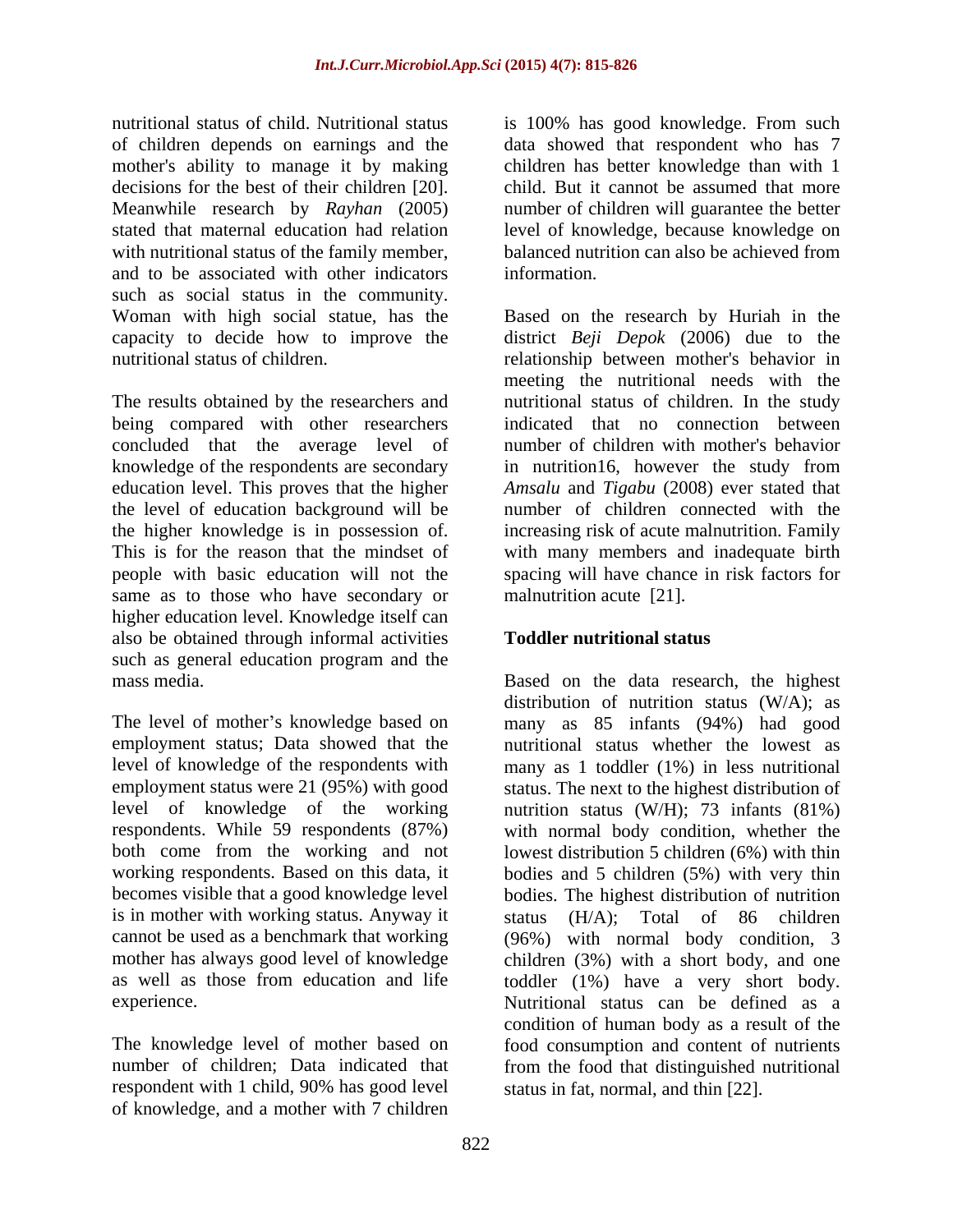nutritional status of child. Nutritional status of children depends on earnings and the mother's ability to manage it by making decisions for the best of their children [20]. Meanwhile research by *Rayhan* (2005) stated that maternal education had relation with nutritional status of the family member, and to be associated with other indicators such as social status in the community. Woman with high social statue, has the capacity to decide how to improve the nutritional status of children.

The results obtained by the researchers and being compared with other researchers concluded that the average level of knowledge of the respondents are secondary education level. This proves that the higher the level of education background will be the higher knowledge is in possession of. This is for the reason that the mindset of people with basic education will not the same as to those who have secondary or higher education level. Knowledge itself can also be obtained through informal activities such as general education program and the mass media.

The level of mother's knowledge based on employment status; Data showed that the level of knowledge of the respondents with employment status were 21 (95%) with good level of knowledge of the working respondents. While 59 respondents (87%) both come from the working and not working respondents. Based on this data, it becomes visible that a good knowledge level is in mother with working status. Anyway it cannot be used as a benchmark that working mother has always good level of knowledge as well as those from education and life experience.

The knowledge level of mother based on number of children; Data indicated that respondent with 1 child, 90% has good level of knowledge, and a mother with 7 children is 100% has good knowledge. From such data showed that respondent who has 7 children has better knowledge than with 1 child. But it cannot be assumed that more number of children will guarantee the better level of knowledge, because knowledge on balanced nutrition can also be achieved from information.

Based on the research by Huriah in the district *Beji Depok* (2006) due to the relationship between mother's behavior in meeting the nutritional needs with the nutritional status of children. In the study indicated that no connection between number of children with mother's behavior in nutrition16, however the study from *Amsalu* and *Tigabu* (2008) ever stated that number of children connected with the increasing risk of acute malnutrition. Family with many members and inadequate birth spacing will have chance in risk factors for malnutrition acute [21].

### Toddler nutritional status

Based on the data research, the highest distribution of nutrition status (W/A); as many as 85 infants (94%) had good nutritional status whether the lowest as many as 1 toddler (1%) in less nutritional status. The next to the highest distribution of nutrition status (W/H); 73 infants (81%) with normal body condition, whether the lowest distribution 5 children (6%) with thin bodies and 5 children (5%) with very thin bodies. The highest distribution of nutrition status (H/A); Total of 86 children (96%) with normal body condition, 3 children (3%) with a short body, and one toddler (1%) have a very short body. Nutritional status can be defined as a condition of human body as a result of the food consumption and content of nutrients from the food that distinguished nutritional status in fat, normal, and thin [22].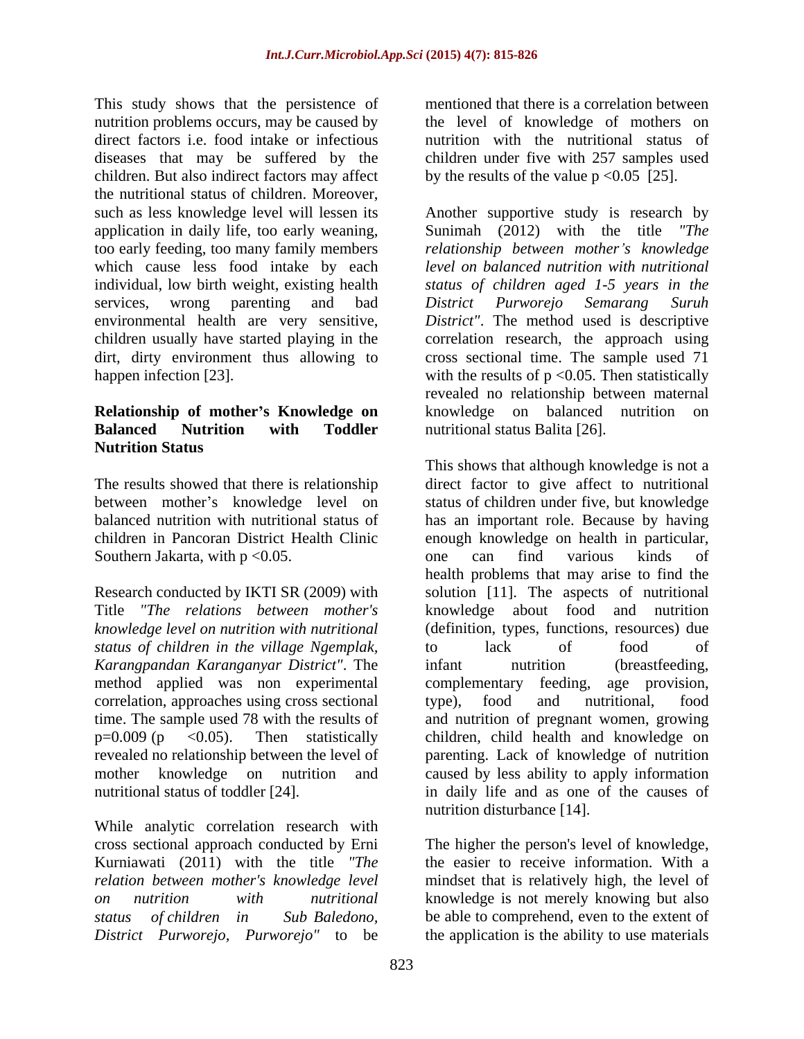This study shows that the persistence of nutrition problems occurs, may be caused by direct factors i.e. food intake or infectious diseases that may be suffered by the children. But also indirect factors may affect the nutritional status of children. Moreover, such as less knowledge level will lessen its application in daily life, too early weaning, too early feeding, too many family members which cause less food intake by each individual, low birth weight, existing health services, wrong parenting and bad environmental health are very sensitive, children usually have started playing in the dirt, dirty environment thus allowing to happen infection [23].

### Relationship of mother's Knowledge on Balanced Nutrition with Toddler Nutrition Status

The results showed that there is relationship between mother's knowledge level on balanced nutrition with nutritional status of children in Pancoran District Health Clinic Southern Jakarta, with $p < 0.05$.

Research conducted by IKTI SR (2009) with Title *"The relations between mother's knowledge level on nutrition with nutritional status of children in the village Ngemplak, Karangpandan Karanganyar District"*. The method applied was non experimental correlation, approaches using cross sectional time. The sample used 78 with the results of $p=0.009$ ($p < 0.05$). Then statistically revealed no relationship between the level of mother knowledge on nutrition and nutritional status of toddler [24].

While analytic correlation research with cross sectional approach conducted by Erni Kurniawati (2011) with the title *"The relation between mother's knowledge level on nutrition with nutritional status of children in Sub Baledono, District Purworejo, Purworejo"* to be mentioned that there is a correlation between the level of knowledge of mothers on nutrition with the nutritional status of children under five with 257 samples used by the results of the value $p < 0.05$ [25].

Another supportive study is research by Sunimah (2012) with the title *"The relationship between mother's knowledge level on balanced nutrition with nutritional status of children aged 1-5 years in the District Purworejo Semarang Suruh District"*. The method used is descriptive correlation research, the approach using cross sectional time. The sample used 71 with the results of $p < 0.05$. Then statistically revealed no relationship between maternal knowledge on balanced nutrition on nutritional status Balita [26].

This shows that although knowledge is not a direct factor to give affect to nutritional status of children under five, but knowledge has an important role. Because by having enough knowledge on health in particular, one can find various kinds of health problems that may arise to find the solution [11]. The aspects of nutritional knowledge about food and nutrition (definition, types, functions, resources) due to lack of food of infant nutrition (breastfeeding, complementary feeding, age provision, type), food and nutritional, food and nutrition of pregnant women, growing children, child health and knowledge on parenting. Lack of knowledge of nutrition caused by less ability to apply information in daily life and as one of the causes of nutrition disturbance [14].

The higher the person's level of knowledge, the easier to receive information. With a mindset that is relatively high, the level of knowledge is not merely knowing but also be able to comprehend, even to the extent of the application is the ability to use materials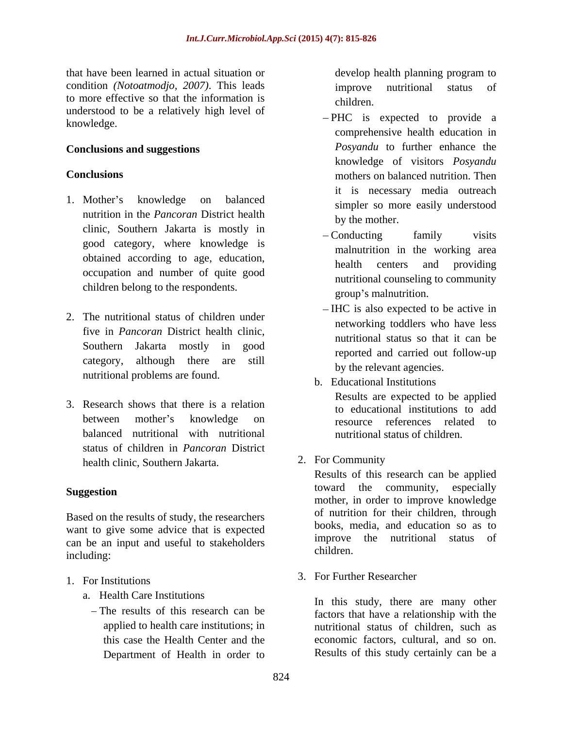that have been learned in actual situation or condition *(Notoatmodjo, 2007)*. This leads to more effective so that the information is understood to be a relatively high level of knowledge.

## Conclusions and suggestions

### Conclusions

1. Mother's knowledge on balanced nutrition in the *Pancoran* District health clinic, Southern Jakarta is mostly in good category, where knowledge is obtained according to age, education, occupation and number of quite good children belong to the respondents.

2. The nutritional status of children under five in *Pancoran* District health clinic, Southern Jakarta mostly in good category, although there are still nutritional problems are found.

3. Research shows that there is a relation between mother's knowledge on balanced nutritional with nutritional status of children in *Pancoran* District health clinic, Southern Jakarta.

### Suggestion

Based on the results of study, the researchers want to give some advice that is expected can be an input and useful to stakeholders including:

1. For Institutions
   a. Health Care Institutions
      - The results of this research can be applied to health care institutions; in this case the Health Center and the Department of Health in order to develop health planning program to improve nutritional status of children.
      - PHC is expected to provide a comprehensive health education in *Posyandu* to further enhance the knowledge of visitors *Posyandu* mothers on balanced nutrition. Then it is necessary media outreach simpler so more easily understood by the mother.
      - Conducting family visits malnutrition in the working area health centers and providing nutritional counseling to community group's malnutrition.
      - IHC is also expected to be active in networking toddlers who have less nutritional status so that it can be reported and carried out follow-up by the relevant agencies.

   b. Educational Institutions

      Results are expected to be applied to educational institutions to add resource references related to nutritional status of children.

2. For Community

   Results of this research can be applied toward the community, especially mother, in order to improve knowledge of nutrition for their children, through books, media, and education so as to improve the nutritional status of children.

3. For Further Researcher

   In this study, there are many other factors that have a relationship with the nutritional status of children, such as economic factors, cultural, and so on. Results of this study certainly can be a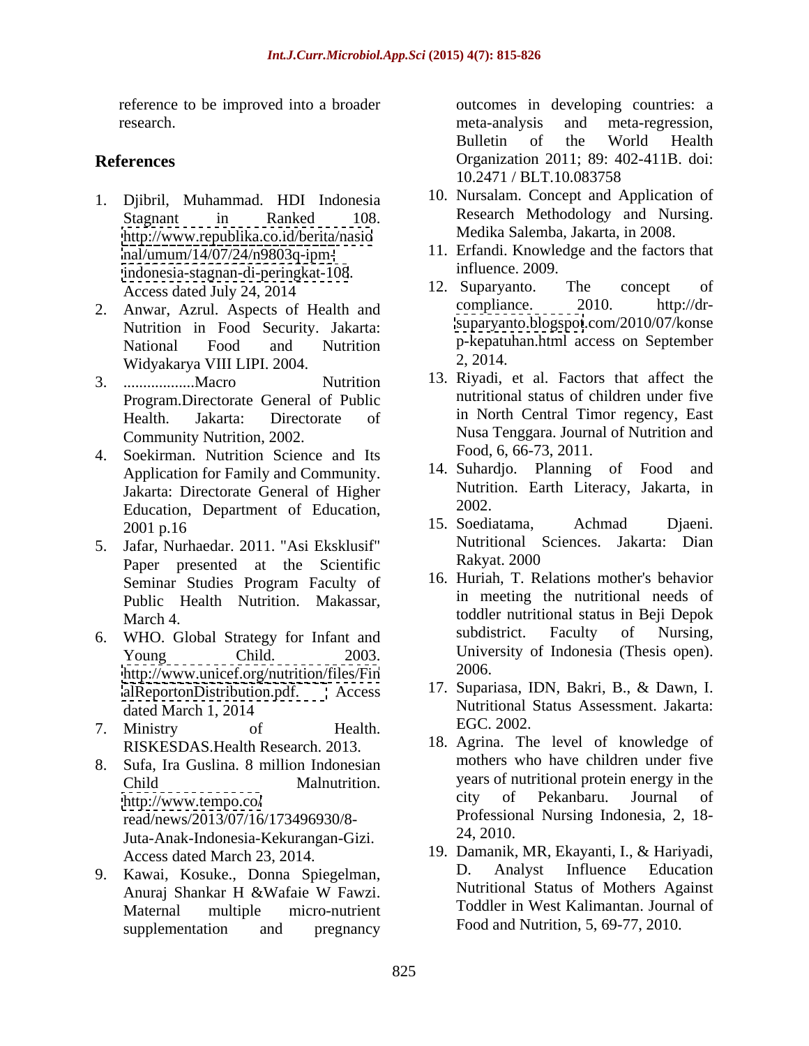reference to be improved into a broader research.

## References

1. Djibril, Muhammad. HDI Indonesia Stagnant in Ranked 108. http://www.republika.co.id/berita/nasional/umum/14/07/24/n9803q-ipm-indonesia-stagnan-di-peringkat-108. Access dated July 24, 2014
2. Anwar, Azrul. Aspects of Health and Nutrition in Food Security. Jakarta: National Food and Nutrition Widyakarya VIII LIPI. 2004.
3. ..................Macro Nutrition Program.Directorate General of Public Health. Jakarta: Directorate of Community Nutrition, 2002.
4. Soekirman. Nutrition Science and Its Application for Family and Community. Jakarta: Directorate General of Higher Education, Department of Education, 2001 p.16
5. Jafar, Nurhaedar. 2011. "Asi Eksklusif" Paper presented at the Scientific Seminar Studies Program Faculty of Public Health Nutrition. Makassar, March 4.
6. WHO. Global Strategy for Infant and Young Child. 2003. http://www.unicef.org/nutrition/files/FinalReportonDistribution.pdf. Access dated March 1, 2014
7. Ministry of Health. RISKESDAS.Health Research. 2013.
8. Sufa, Ira Guslina. 8 million Indonesian Child Malnutrition. http://www.tempo.co/read/news/2013/07/16/173496930/8-Juta-Anak-Indonesia-Kekurangan-Gizi. Access dated March 23, 2014.
9. Kawai, Kosuke., Donna Spiegelman, Anuraj Shankar H &Wafaie W Fawzi. Maternal multiple micro-nutrient supplementation and pregnancy outcomes in developing countries: a meta-analysis and meta-regression, Bulletin of the World Health Organization 2011; 89: 402-411B. doi: 10.2471 / BLT.10.083758
10. Nursalam. Concept and Application of Research Methodology and Nursing. Medika Salemba, Jakarta, in 2008.
11. Erfandi. Knowledge and the factors that influence. 2009.
12. Suparyanto. The concept of compliance. 2010. http://dr-suparyanto.blogspot.com/2010/07/konsep-kepatuhan.html access on September 2, 2014.
13. Riyadi, et al. Factors that affect the nutritional status of children under five in North Central Timor regency, East Nusa Tenggara. Journal of Nutrition and Food, 6, 66-73, 2011.
14. Suhardjo. Planning of Food and Nutrition. Earth Literacy, Jakarta, in 2002.
15. Soediatama, Achmad Djaeni. Nutritional Sciences. Jakarta: Dian Rakyat. 2000
16. Huriah, T. Relations mother's behavior in meeting the nutritional needs of toddler nutritional status in Beji Depok subdistrict. Faculty of Nursing, University of Indonesia (Thesis open). 2006.
17. Supariasa, IDN, Bakri, B., & Dawn, I. Nutritional Status Assessment. Jakarta: EGC. 2002.
18. Agrina. The level of knowledge of mothers who have children under five years of nutritional protein energy in the city of Pekanbaru. Journal of Professional Nursing Indonesia, 2, 18-24, 2010.
19. Damanik, MR, Ekayanti, I., & Hariyadi, D. Analyst Influence Education Nutritional Status of Mothers Against Toddler in West Kalimantan. Journal of Food and Nutrition, 5, 69-77, 2010.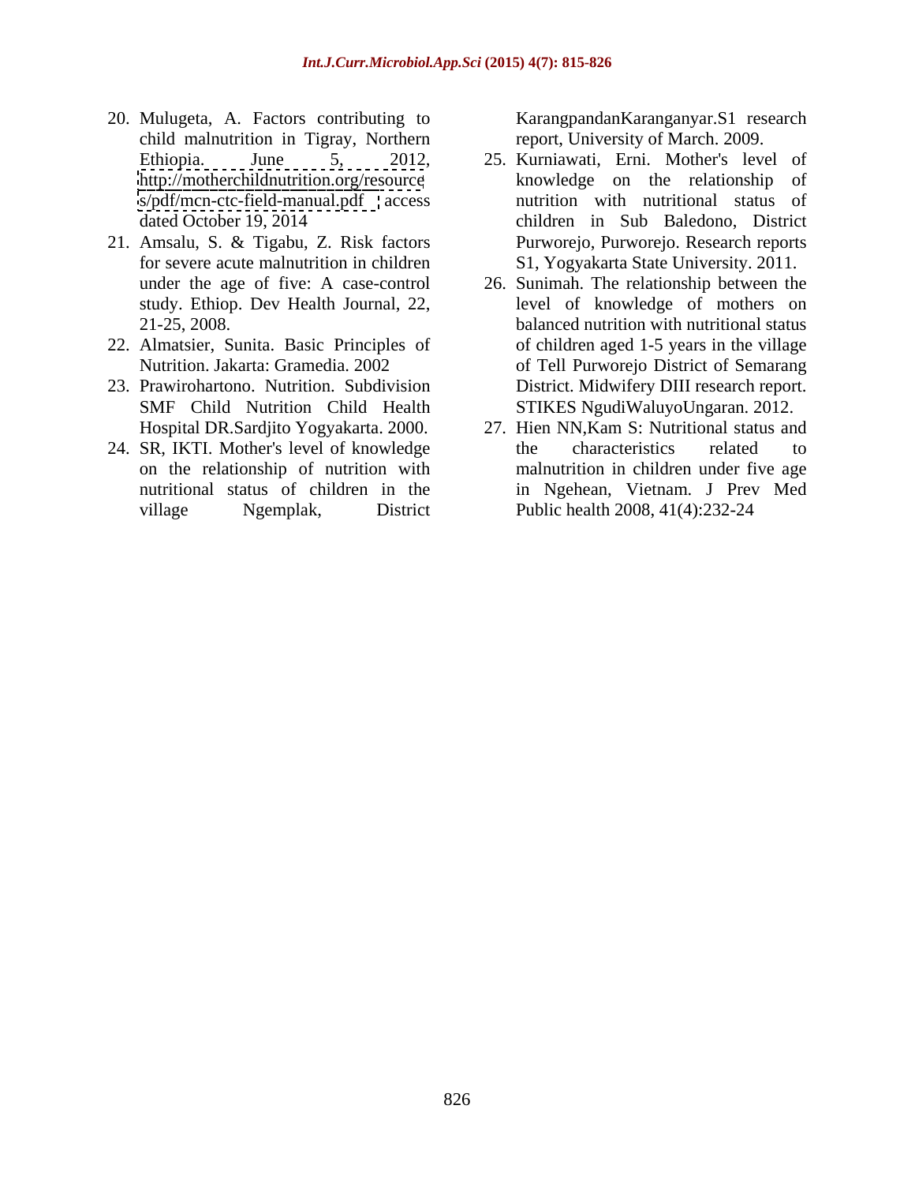20. Mulugeta, A. Factors contributing to child malnutrition in Tigray, Northern Ethiopia. June 5, 2012, http://motherchildnutrition.org/resources/pdf/mcn-ctc-field-manual.pdf access dated October 19, 2014
21. Amsalu, S. & Tigabu, Z. Risk factors for severe acute malnutrition in children under the age of five: A case-control study. Ethiop. Dev Health Journal, 22, 21-25, 2008.
22. Almatsier, Sunita. Basic Principles of Nutrition. Jakarta: Gramedia. 2002
23. Prawirohartono. Nutrition. Subdivision SMF Child Nutrition Child Health Hospital DR.Sardjito Yogyakarta. 2000.
24. SR, IKTI. Mother's level of knowledge on the relationship of nutrition with nutritional status of children in the village Ngemplak, District KarangpandanKaranganyar.S1 research report, University of March. 2009.
25. Kurniawati, Erni. Mother's level of knowledge on the relationship of nutrition with nutritional status of children in Sub Baledono, District Purworejo, Purworejo. Research reports S1, Yogyakarta State University. 2011.
26. Sunimah. The relationship between the level of knowledge of mothers on balanced nutrition with nutritional status of children aged 1-5 years in the village of Tell Purworejo District of Semarang District. Midwifery DIII research report. STIKES NgudiWaluyoUngaran. 2012.
27. Hien NN,Kam S: Nutritional status and the characteristics related to malnutrition in children under five age in Ngehean, Vietnam. J Prev Med Public health 2008, 41(4):232-24